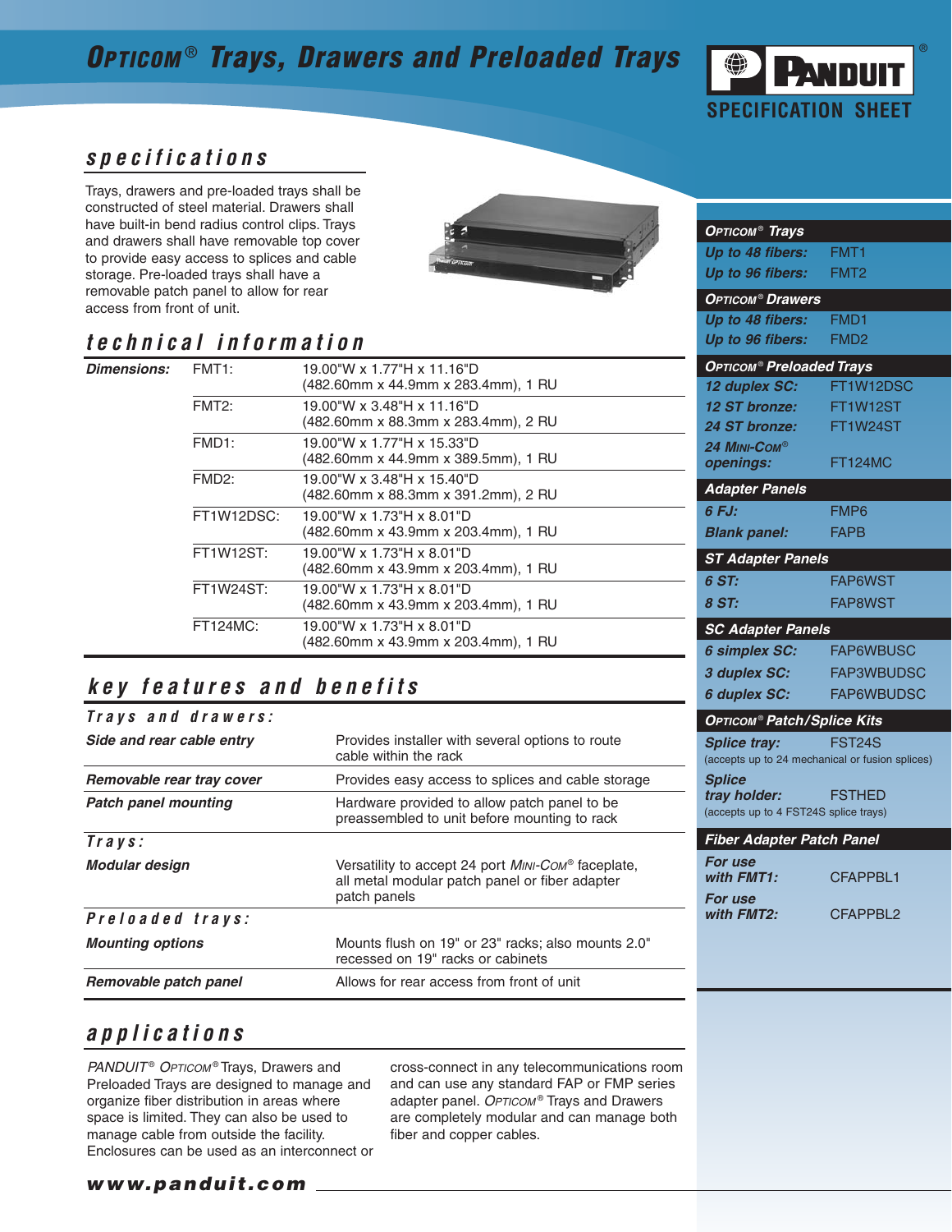# OPTICOM® Trays, Drawers and Preloaded Trays

SPECIFICATION SHEET

## specifications

Trays, drawers and pre-loaded trays shall be constructed of steel material. Drawers shall have built-in bend radius control clips. Trays and drawers shall have removable top cover to provide easy access to splices and cable storage. Pre-loaded trays shall have a removable patch panel to allow for rear access from front of unit.

## technical information

| | | |
|---|---|---|
| ***Dimensions:*** | FMT1: | 19.00"W x 1.77"H x 11.16"D (482.60mm x 44.9mm x 283.4mm), 1 RU |
| | FMT2: | 19.00"W x 3.48"H x 11.16"D (482.60mm x 88.3mm x 283.4mm), 2 RU |
| | FMD1: | 19.00"W x 1.77"H x 15.33"D (482.60mm x 44.9mm x 389.5mm), 1 RU |
| | FMD2: | 19.00"W x 3.48"H x 15.40"D (482.60mm x 88.3mm x 391.2mm), 2 RU |
| | FT1W12DSC: | 19.00"W x 1.73"H x 8.01"D (482.60mm x 43.9mm x 203.4mm), 1 RU |
| | FT1W12ST: | 19.00"W x 1.73"H x 8.01"D (482.60mm x 43.9mm x 203.4mm), 1 RU |
| | FT1W24ST: | 19.00"W x 1.73"H x 8.01"D (482.60mm x 43.9mm x 203.4mm), 1 RU |
| | FT124MC: | 19.00"W x 1.73"H x 8.01"D (482.60mm x 43.9mm x 203.4mm), 1 RU |

## key features and benefits

### Trays and drawers:

| | |
|---|---|
| ***Side and rear cable entry*** | Provides installer with several options to route cable within the rack |
| ***Removable rear tray cover*** | Provides easy access to splices and cable storage |
| ***Patch panel mounting*** | Hardware provided to allow patch panel to be preassembled to unit before mounting to rack |

### Trays:

| | |
|---|---|
| ***Modular design*** | Versatility to accept 24 port *MINI-COM*® faceplate, all metal modular patch panel or fiber adapter patch panels |

### Preloaded trays:

| | |
|---|---|
| ***Mounting options*** | Mounts flush on 19" or 23" racks; also mounts 2.0" recessed on 19" racks or cabinets |
| ***Removable patch panel*** | Allows for rear access from front of unit |

## applications

*PANDUIT® OPTICOM®* Trays, Drawers and Preloaded Trays are designed to manage and organize fiber distribution in areas where space is limited. They can also be used to manage cable from outside the facility. Enclosures can be used as an interconnect or cross-connect in any telecommunications room and can use any standard FAP or FMP series adapter panel. *OPTICOM®* Trays and Drawers are completely modular and can manage both fiber and copper cables.

**www.panduit.com**

---

| ***OPTICOM® Trays*** | |
|---|---|
| ***Up to 48 fibers:*** | FMT1 |
| ***Up to 96 fibers:*** | FMT2 |
| ***OPTICOM® Drawers*** | |
| ***Up to 48 fibers:*** | FMD1 |
| ***Up to 96 fibers:*** | FMD2 |
| ***OPTICOM® Preloaded Trays*** | |
| ***12 duplex SC:*** | FT1W12DSC |
| ***12 ST bronze:*** | FT1W12ST |
| ***24 ST bronze:*** | FT1W24ST |
| ***24 MINI-COM® openings:*** | FT124MC |
| ***Adapter Panels*** | |
| ***6 FJ:*** | FMP6 |
| ***Blank panel:*** | FAPB |
| ***ST Adapter Panels*** | |
| ***6 ST:*** | FAP6WST |
| ***8 ST:*** | FAP8WST |
| ***SC Adapter Panels*** | |
| ***6 simplex SC:*** | FAP6WBUSC |
| ***3 duplex SC:*** | FAP3WBUDSC |
| ***6 duplex SC:*** | FAP6WBUDSC |
| ***OPTICOM® Patch/Splice Kits*** | |
| ***Splice tray:*** (accepts up to 24 mechanical or fusion splices) | FST24S |
| ***Splice tray holder:*** (accepts up to 4 FST24S splice trays) | FSTHED |
| ***Fiber Adapter Patch Panel*** | |
| ***For use with FMT1:*** | CFAPPBL1 |
| ***For use with FMT2:*** | CFAPPBL2 |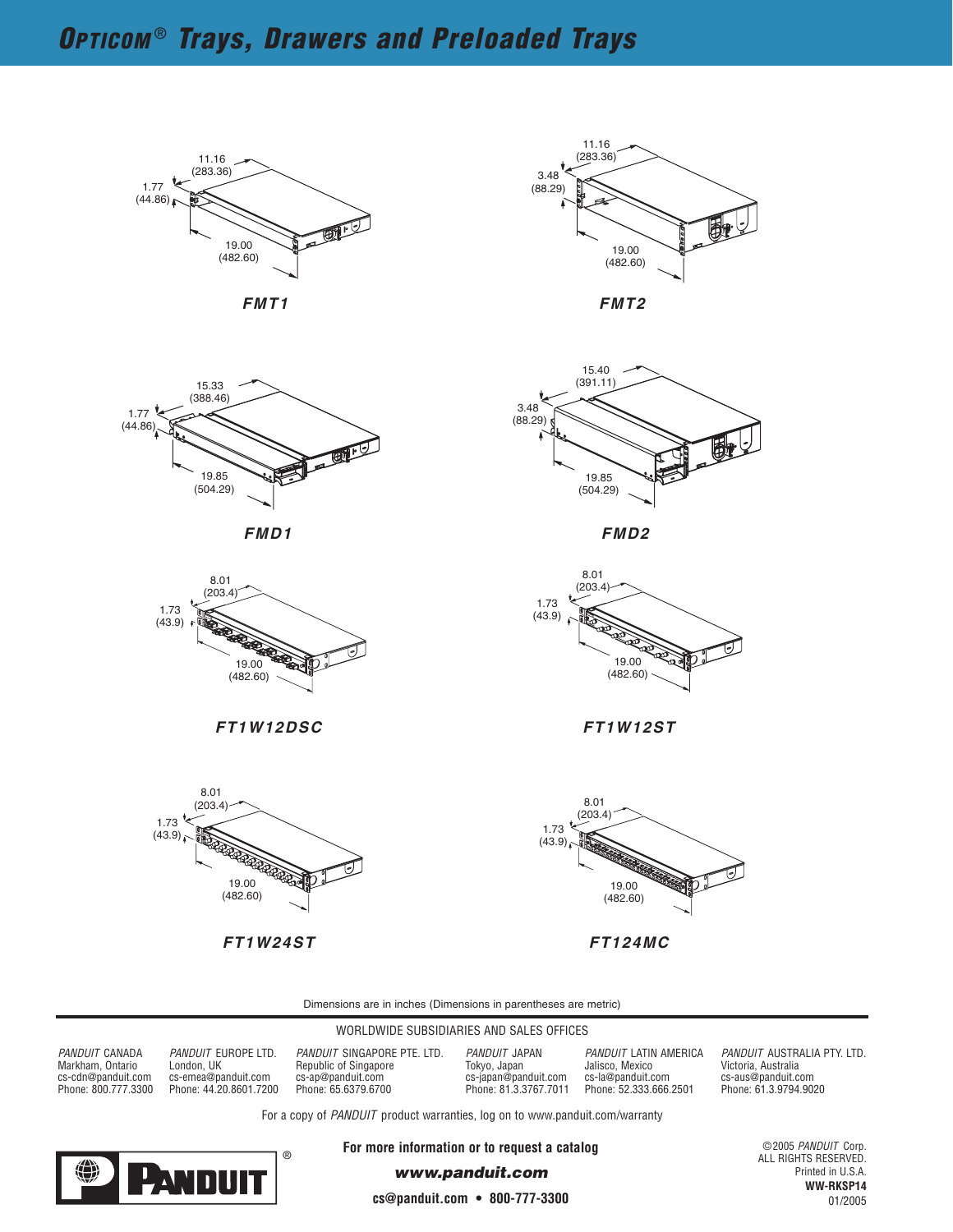# OPTICOM® Trays, Drawers and Preloaded Trays

11.16
(283.36)
1.77
(44.86)
19.00
(482.60)

**FMT1**

11.16
(283.36)
3.48
(88.29)
19.00
(482.60)

**FMT2**

15.33
(388.46)
1.77
(44.86)
19.85
(504.29)

**FMD1**

15.40
(391.11)
3.48
(88.29)
19.85
(504.29)

**FMD2**

8.01
(203.4)
1.73
(43.9)
19.00
(482.60)

**FT1W12DSC**

8.01
(203.4)
1.73
(43.9)
19.00
(482.60)

**FT1W12ST**

8.01
(203.4)
1.73
(43.9)
19.00
(482.60)

**FT1W24ST**

8.01
(203.4)
1.73
(43.9)
19.00
(482.60)

**FT124MC**

Dimensions are in inches (Dimensions in parentheses are metric)

WORLDWIDE SUBSIDIARIES AND SALES OFFICES

*PANDUIT* CANADA
Markham, Ontario
cs-cdn@panduit.com
Phone: 800.777.3300

*PANDUIT* EUROPE LTD.
London, UK
cs-emea@panduit.com
Phone: 44.20.8601.7200

*PANDUIT* SINGAPORE PTE. LTD.
Republic of Singapore
cs-ap@panduit.com
Phone: 65.6379.6700

*PANDUIT* JAPAN
Tokyo, Japan
cs-japan@panduit.com
Phone: 81.3.3767.7011

*PANDUIT* LATIN AMERICA
Jalisco, Mexico
cs-la@panduit.com
Phone: 52.333.666.2501

*PANDUIT* AUSTRALIA PTY. LTD.
Victoria, Australia
cs-aus@panduit.com
Phone: 61.3.9794.9020

For a copy of *PANDUIT* product warranties, log on to www.panduit.com/warranty

PANDUIT®

**For more information or to request a catalog**

***www.panduit.com***

**cs@panduit.com • 800-777-3300**

©2005 *PANDUIT* Corp.
ALL RIGHTS RESERVED.
Printed in U.S.A.
**WW-RKSP14**
01/2005